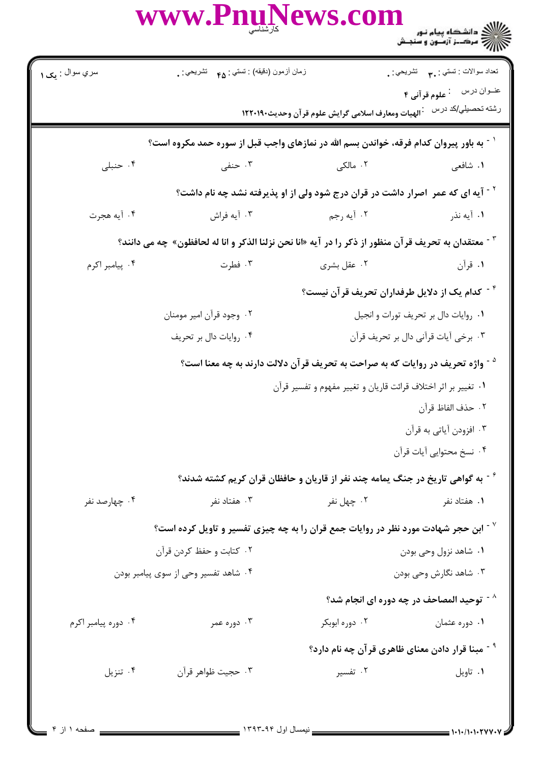تعداد سوالات : تستی : ۳۰ تشریحی : ۰ | زمان آزمون (دقیقه) : تستی : ۴۵ تشریحی : ۰ | سري سوال : یک ۱

عنوان درس : علوم قرآنی ۴

رشته تحصیلی/کد درس : الهیات ومعارف اسلامی گرایش علوم قرآن وحدیث۱۲۲۰۱۹۰

۱- به باور پیروان کدام فرقه، خواندن بسم الله در نمازهای واجب قبل از سوره حمد مکروه است؟

۱. شافعی ۲. مالکی ۳. حنفی ۴. حنبلی

۲- آیه ای که عمر اصرار داشت در قران درج شود ولی از او پذیرفته نشد چه نام داشت؟

۱. آیه نذر ۲. آیه رجم ۳. آیه فراش ۴. آیه هجرت

۳- معتقدان به تحریف قرآن منظور از ذکر را در آیه «انا نحن نزلنا الذکر و انا له لحافظون» چه می دانند؟

۱. قرآن ۲. عقل بشری ۳. فطرت ۴. پیامبر اکرم

۴- کدام یک از دلایل طرفداران تحریف قرآن نیست؟

۱. روایات دال بر تحریف تورات و انجیل

۲. وجود قرآن امیر مومنان

۳. برخی آیات قرآنی دال بر تحریف قرآن

۴. روایات دال بر تحریف

۵- واژه تحریف در روایات که به صراحت به تحریف قرآن دلالت دارند به چه معنا است؟

۱. تغییر بر اثر اختلاف قرائت قاریان و تغییر مفهوم و تفسیر قرآن

۲. حذف الفاظ قرآن

۳. افزودن آیاتی به قرآن

۴. نسخ محتوایی آیات قرآن

۶- به گواهی تاریخ در جنگ یمامه چند نفر از قاریان و حافظان قران کریم کشته شدند؟

۱. هفتاد نفر ۲. چهل نفر ۳. هفتاد نفر ۴. چهارصد نفر

۷- ابن حجر شهادت مورد نظر در روایات جمع قران را به چه چیزی تفسیر و تاویل کرده است؟

۱. شاهد نزول وحی بودن

۲. کتابت و حفظ کردن قرآن

۳. شاهد نگارش وحی بودن

۴. شاهد تفسیر وحی از سوی پیامبر بودن

۸- توحید المصاحف در چه دوره ای انجام شد؟

۱. دوره عثمان ۲. دوره ابوبکر ۳. دوره عمر ۴. دوره پیامبر اکرم

۹- مبنا قرار دادن معنای ظاهری قرآن چه نام دارد؟

۱. تاویل ۲. تفسیر ۳. حجیت ظواهر قرآن ۴. تنزیل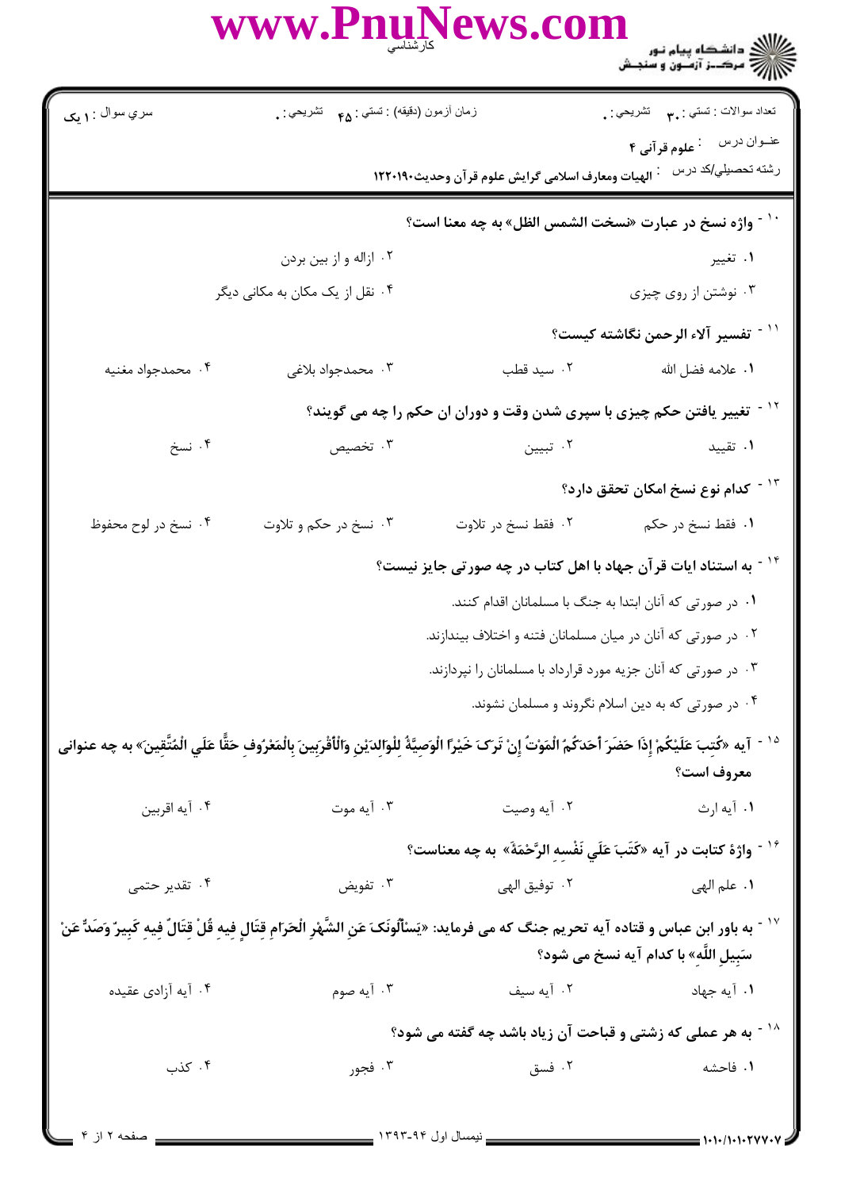سري سوال : ۱ یک | زمان آزمون (دقیقه) : تستی : ۴۵ تشریحی : ۰ | تعداد سوالات : تستی : ۳۰ تشریحی : ۰

عنــوان درس : علوم قرآنی ۴

رشته تحصیلی/کد درس : الهیات ومعارف اسلامی گرایش علوم قرآن وحدیث۱۲۲۰۱۹۰

۱۰- واژه نسخ در عبارت «نسخت الشمس الظل» به چه معنا است؟

۱. تغییر
۲. ازاله و از بین بردن
۳. نوشتن از روی چیزی
۴. نقل از یک مکان به مکانی دیگر

۱۱- تفسیر آلاء الرحمن نگاشته کیست؟

۱. علامه فضل الله
۲. سید قطب
۳. محمدجواد بلاغی
۴. محمدجواد مغنیه

۱۲- تغییر یافتن حکم چیزی با سپری شدن وقت و دوران ان حکم را چه می گویند؟

۱. تقیید
۲. تبیین
۳. تخصیص
۴. نسخ

۱۳- کدام نوع نسخ امکان تحقق دارد؟

۱. فقط نسخ در حکم
۲. فقط نسخ در تلاوت
۳. نسخ در حکم و تلاوت
۴. نسخ در لوح محفوظ

۱۴- به استناد ایات قرآن جهاد با اهل کتاب در چه صورتی جایز نیست؟

۱. در صورتی که آنان ابتدا به جنگ با مسلمانان اقدام کنند.
۲. در صورتی که آنان در میان مسلمانان فتنه و اختلاف بیندازند.
۳. در صورتی که آنان جزیه مورد قرارداد با مسلمانان را نپردازند.
۴. در صورتی که به دین اسلام نگروند و مسلمان نشوند.

۱۵- آیه «كُتِبَ عَلَيْكُمْ إِذَا حَضَرَ أَحَدَكُمُ الْمَوْتُ إِنْ تَرَكَ خَيْرًا الْوَصِيَّةُ لِلْوَالِدَيْنِ وَالْأَقْرَبِينَ بِالْمَعْرُوفِ حَقًّا عَلَى الْمُتَّقِينَ» به چه عنوانی معروف است؟

۱. آیه ارث
۲. آیه وصیت
۳. آیه موت
۴. آیه اقربین

۱۶- واژهٔ کتابت در آیه «كَتَبَ عَلَى نَفْسِهِ الرَّحْمَةَ» به چه معناست؟

۱. علم الهی
۲. توفیق الهی
۳. تفویض
۴. تقدیر حتمی

۱۷- به باور ابن عباس و قتاده آیه تحریم جنگ که می فرماید: «يَسْأَلُونَكَ عَنِ الشَّهْرِ الْحَرَامِ قِتَالٍ فِيهِ قُلْ قِتَالٌ فِيهِ كَبِيرٌ وَصَدٌّ عَنْ سَبِيلِ اللَّهِ» با کدام آیه نسخ می شود؟

۱. آیه جهاد
۲. آیه سیف
۳. آیه صوم
۴. آیه آزادی عقیده

۱۸- به هر عملی که زشتی و قباحت آن زیاد باشد چه گفته می شود؟

۱. فاحشه
۲. فسق
۳. فجور
۴. کذب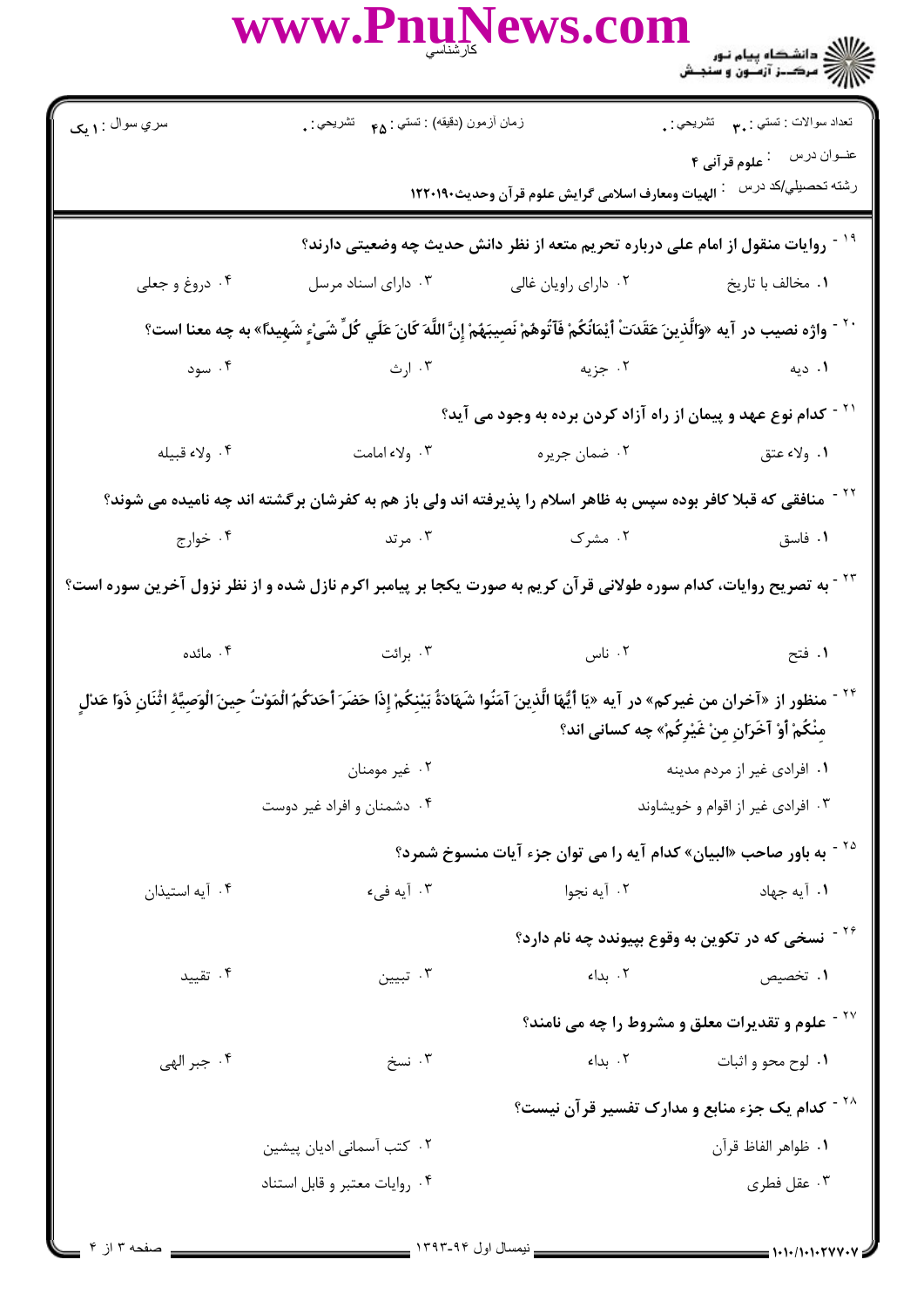سري سوال : ۱ یک

زمان آزمون (دقیقه) : تستي : ۴۵ تشریحي : ۰

تعداد سوالات : تستي : ۳۰ تشریحي : ۰

عنوان درس : علوم قرآنی ۴

رشته تحصیلي/کد درس : الهیات ومعارف اسلامی گرایش علوم قرآن وحدیث۱۲۲۰۱۹۰

۱۹ - روایات منقول از امام علی درباره تحریم متعه از نظر دانش حدیث چه وضعیتی دارند؟

۱. مخالف با تاریخ

۲. دارای راویان غالی

۳. دارای اسناد مرسل

۴. دروغ و جعلی

۲۰ - واژه نصیب در آیه «وَالَّذِينَ عَقَدَتْ أَيْمَانُكُمْ فَآتُوهُمْ نَصِيبَهُمْ إِنَّ اللَّهَ كَانَ عَلَى كُلِّ شَيْءٍ شَهِيدًا» به چه معنا است؟

۱. دیه

۲. جزیه

۳. ارث

۴. سود

۲۱ - کدام نوع عهد و پیمان از راه آزاد کردن برده به وجود می آید؟

۱. ولاء عتق

۲. ضمان جریره

۳. ولاء امامت

۴. ولاء قبیله

۲۲ - منافقی که قبلا کافر بوده سپس به ظاهر اسلام را پذیرفته اند ولی باز هم به کفرشان برگشته اند چه نامیده می شوند؟

۱. فاسق

۲. مشرک

۳. مرتد

۴. خوارج

۲۳ - به تصریح روایات، کدام سوره طولانی قرآن کریم به صورت یکجا بر پیامبر اکرم نازل شده و از نظر نزول آخرین سوره است؟

۱. فتح

۲. ناس

۳. برائت

۴. مائده

۲۴ - منظور از «آخران من غیرکم» در آیه «يَا أَيُّهَا الَّذِينَ آمَنُوا شَهَادَةُ بَيْنِكُمْ إِذَا حَضَرَ أَحَدَكُمُ الْمَوْتُ حِينَ الْوَصِيَّةِ اثْنَانِ ذَوَا عَدْلٍ مِنْكُمْ أَوْ آخَرَانِ مِنْ غَيْرِكُمْ» چه کسانی اند؟

۱. افرادی غیر از مردم مدینه

۲. غیر مومنان

۳. افرادی غیر از اقوام و خویشاوند

۴. دشمنان و افراد غیر دوست

۲۵ - به باور صاحب «البیان» کدام آیه را می توان جزء آیات منسوخ شمرد؟

۱. آیه جهاد

۲. آیه نجوا

۳. آیه فیء

۴. آیه استیذان

۲۶ - نسخی که در تکوین به وقوع بپیوندد چه نام دارد؟

۱. تخصیص

۲. بداء

۳. تبیین

۴. تقیید

۲۷ - علوم و تقدیرات معلق و مشروط را چه می نامند؟

۱. لوح محو و اثبات

۲. بداء

۳. نسخ

۴. جبر الهی

۲۸ - کدام یک جزء منابع و مدارک تفسیر قرآن نیست؟

۱. ظواهر الفاظ قرآن

۲. کتب آسمانی ادیان پیشین

۳. عقل فطری

۴. روایات معتبر و قابل استناد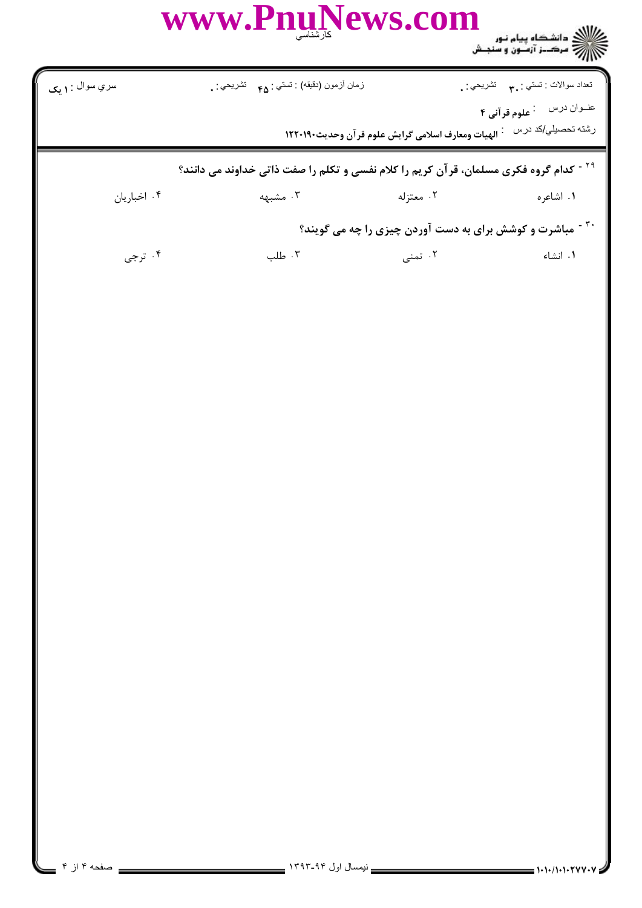| سري سوال : ۱ یک | زمان آزمون (دقیقه) : تستي : ۴۵  تشریحي : ۰ | تعداد سوالات : تستي : ۳۰  تشریحي : ۰ |
|---|---|---|

عنوان درس : علوم قرآنی ۴

رشته تحصيلي/کد درس : الهیات ومعارف اسلامی گرایش علوم قرآن وحدیث۱۲۲۰۱۹۰

۲۹ - کدام گروه فکری مسلمان، قرآن کریم را کلام نفسی و تکلم را صفت ذاتی خداوند می دانند؟

۱. اشاعره

۲. معتزله

۳. مشبهه

۴. اخباریان

۳۰ - مباشرت و کوشش برای به دست آوردن چیزی را چه می گویند؟

۱. انشاء

۲. تمنی

۳. طلب

۴. ترجی